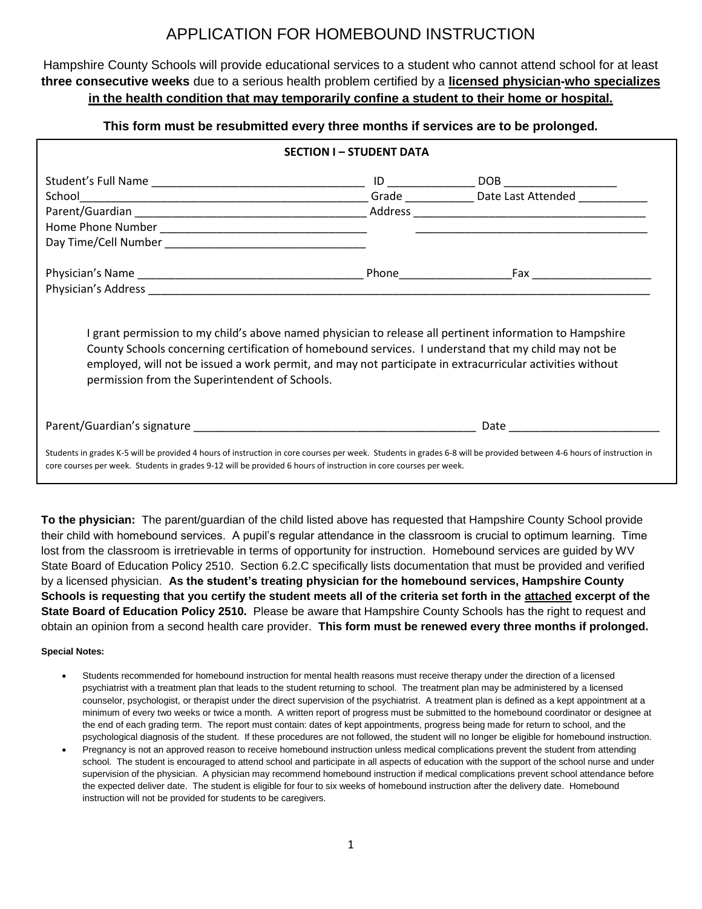# APPLICATION FOR HOMEBOUND INSTRUCTION

Hampshire County Schools will provide educational services to a student who cannot attend school for at least **three consecutive weeks** due to a serious health problem certified by a **licensed physician-who specializes in the health condition that may temporarily confine a student to their home or hospital.**

**This form must be resubmitted every three months if services are to be prolonged.**

## SECTION I – STUDENT DATA

Student's Full Name ___________________________________ ID ______________ DOB ___________________

School________________________________________________ Grade ___________ Date Last Attended ___________

Parent/Guardian ______________________________________ Address ______________________________________

Home Phone Number __________________________________ ______________________________________

Day Time/Cell Number _________________________________

Physician's Name ____________________________________ Phone__________________Fax ___________________

Physician's Address _________________________________________________________________________________

I grant permission to my child's above named physician to release all pertinent information to Hampshire County Schools concerning certification of homebound services. I understand that my child may not be employed, will not be issued a work permit, and may not participate in extracurricular activities without permission from the Superintendent of Schools.

Parent/Guardian's signature _______________________________________________ Date ________________________

Students in grades K-5 will be provided 4 hours of instruction in core courses per week. Students in grades 6-8 will be provided between 4-6 hours of instruction in core courses per week. Students in grades 9-12 will be provided 6 hours of instruction in core courses per week.

**To the physician:** The parent/guardian of the child listed above has requested that Hampshire County School provide their child with homebound services. A pupil's regular attendance in the classroom is crucial to optimum learning. Time lost from the classroom is irretrievable in terms of opportunity for instruction. Homebound services are guided by WV State Board of Education Policy 2510. Section 6.2.C specifically lists documentation that must be provided and verified by a licensed physician. **As the student's treating physician for the homebound services, Hampshire County Schools is requesting that you certify the student meets all of the criteria set forth in the attached excerpt of the State Board of Education Policy 2510.** Please be aware that Hampshire County Schools has the right to request and obtain an opinion from a second health care provider. **This form must be renewed every three months if prolonged.**

**Special Notes:**

- Students recommended for homebound instruction for mental health reasons must receive therapy under the direction of a licensed psychiatrist with a treatment plan that leads to the student returning to school. The treatment plan may be administered by a licensed counselor, psychologist, or therapist under the direct supervision of the psychiatrist. A treatment plan is defined as a kept appointment at a minimum of every two weeks or twice a month. A written report of progress must be submitted to the homebound coordinator or designee at the end of each grading term. The report must contain: dates of kept appointments, progress being made for return to school, and the psychological diagnosis of the student. If these procedures are not followed, the student will no longer be eligible for homebound instruction.
- Pregnancy is not an approved reason to receive homebound instruction unless medical complications prevent the student from attending school. The student is encouraged to attend school and participate in all aspects of education with the support of the school nurse and under supervision of the physician. A physician may recommend homebound instruction if medical complications prevent school attendance before the expected deliver date. The student is eligible for four to six weeks of homebound instruction after the delivery date. Homebound instruction will not be provided for students to be caregivers.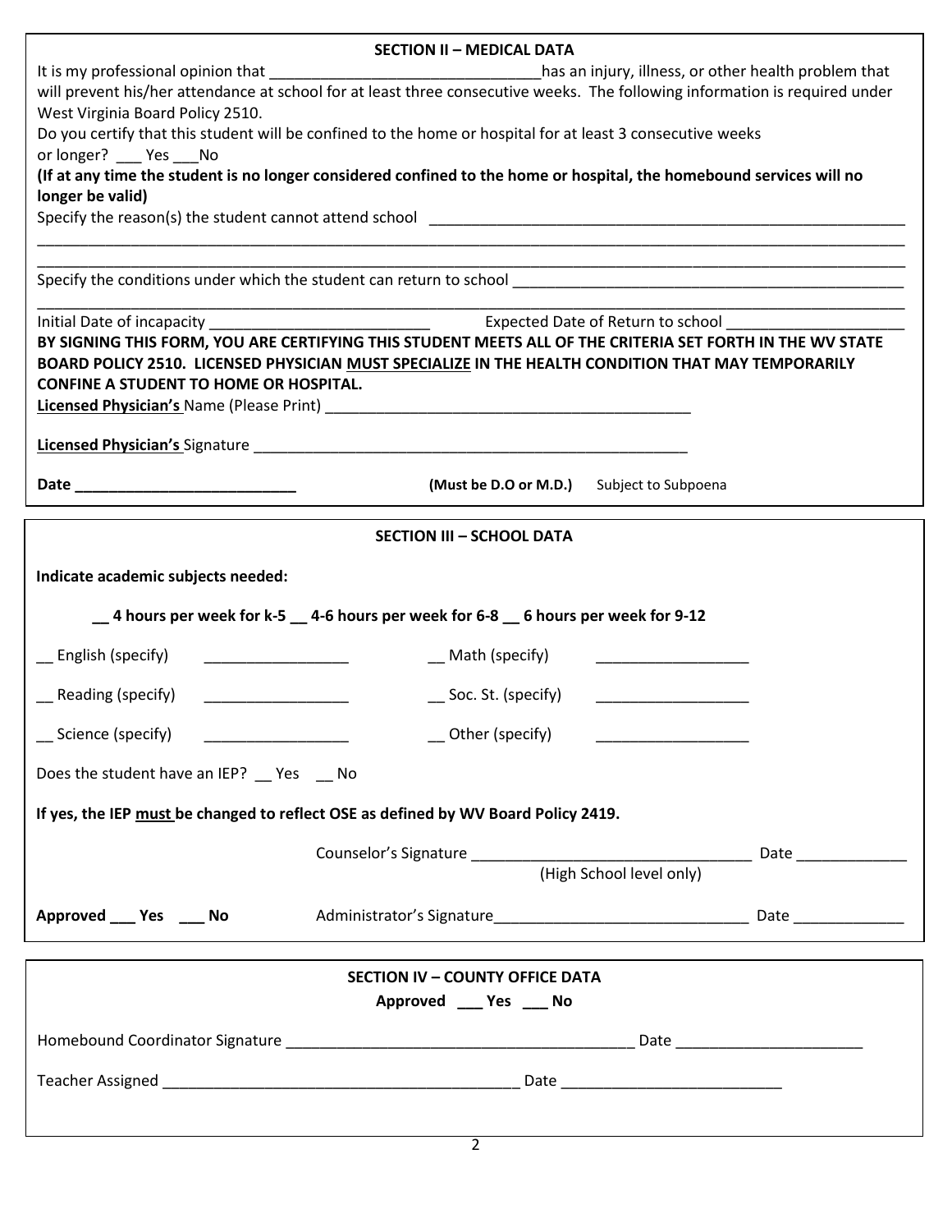## SECTION II – MEDICAL DATA

It is my professional opinion that _________________________________has an injury, illness, or other health problem that will prevent his/her attendance at school for at least three consecutive weeks. The following information is required under West Virginia Board Policy 2510.

Do you certify that this student will be confined to the home or hospital for at least 3 consecutive weeks or longer? ___ Yes ___No

**(If at any time the student is no longer considered confined to the home or hospital, the homebound services will no longer be valid)**

Specify the reason(s) the student cannot attend school ___________________________________________________________

_____________________________________________________________________________________________________

_____________________________________________________________________________________________________

Specify the conditions under which the student can return to school _______________________________________________

_____________________________________________________________________________________________________

Initial Date of incapacity __________________________ Expected Date of Return to school _____________________

**BY SIGNING THIS FORM, YOU ARE CERTIFYING THIS STUDENT MEETS ALL OF THE CRITERIA SET FORTH IN THE WV STATE BOARD POLICY 2510. LICENSED PHYSICIAN MUST SPECIALIZE IN THE HEALTH CONDITION THAT MAY TEMPORARILY CONFINE A STUDENT TO HOME OR HOSPITAL.**

**Licensed Physician's** Name (Please Print) ____________________________________________

**Licensed Physician's** Signature _____________________________________________________

**Date ___________________________** **(Must be D.O or M.D.)** Subject to Subpoena

## SECTION III – SCHOOL DATA

**Indicate academic subjects needed:**

**__ 4 hours per week for k-5 __ 4-6 hours per week for 6-8 __ 6 hours per week for 9-12**

__ English (specify) _________________ __ Math (specify) __________________

__ Reading (specify) _________________ __ Soc. St. (specify) __________________

__ Science (specify) _________________ __ Other (specify) __________________

Does the student have an IEP? __ Yes __ No

**If yes, the IEP must be changed to reflect OSE as defined by WV Board Policy 2419.**

Counselor's Signature _________________________________ Date _____________
(High School level only)

**Approved ___ Yes ___ No** Administrator's Signature______________________________ Date _____________

## SECTION IV – COUNTY OFFICE DATA

**Approved ___ Yes ___ No**

Homebound Coordinator Signature __________________________________________ Date ______________________

Teacher Assigned __________________________________________ Date __________________________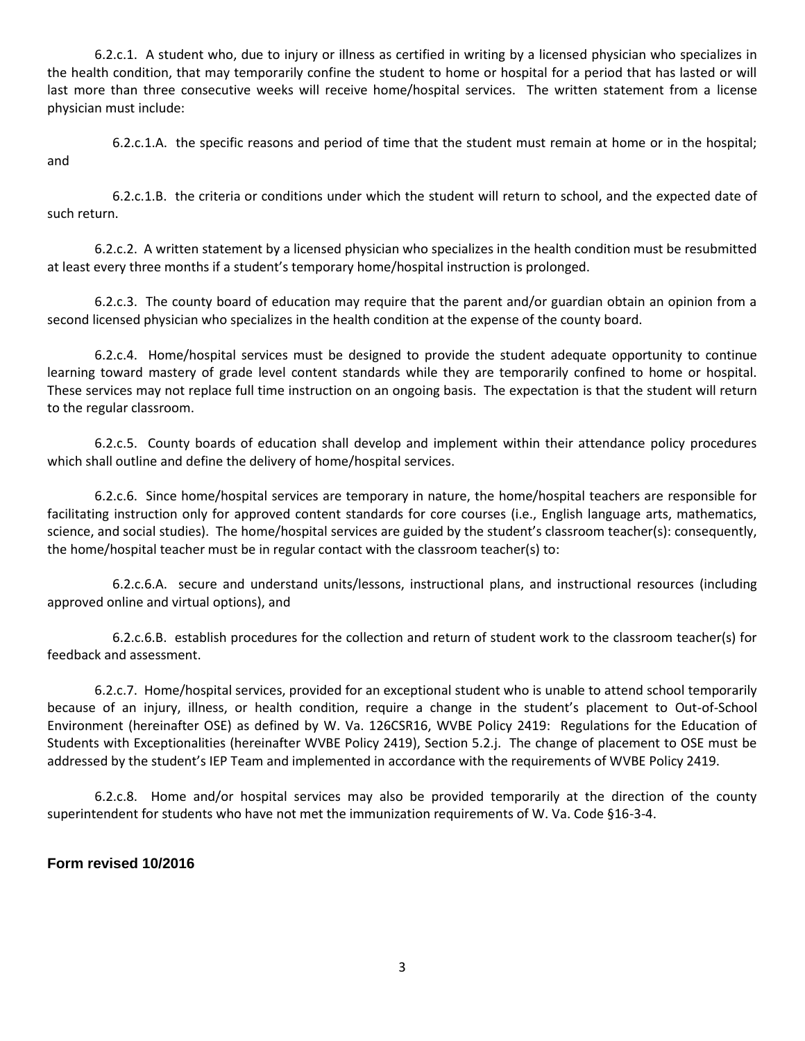6.2.c.1. A student who, due to injury or illness as certified in writing by a licensed physician who specializes in the health condition, that may temporarily confine the student to home or hospital for a period that has lasted or will last more than three consecutive weeks will receive home/hospital services. The written statement from a license physician must include:

6.2.c.1.A. the specific reasons and period of time that the student must remain at home or in the hospital; and

6.2.c.1.B. the criteria or conditions under which the student will return to school, and the expected date of such return.

6.2.c.2. A written statement by a licensed physician who specializes in the health condition must be resubmitted at least every three months if a student's temporary home/hospital instruction is prolonged.

6.2.c.3. The county board of education may require that the parent and/or guardian obtain an opinion from a second licensed physician who specializes in the health condition at the expense of the county board.

6.2.c.4. Home/hospital services must be designed to provide the student adequate opportunity to continue learning toward mastery of grade level content standards while they are temporarily confined to home or hospital. These services may not replace full time instruction on an ongoing basis. The expectation is that the student will return to the regular classroom.

6.2.c.5. County boards of education shall develop and implement within their attendance policy procedures which shall outline and define the delivery of home/hospital services.

6.2.c.6. Since home/hospital services are temporary in nature, the home/hospital teachers are responsible for facilitating instruction only for approved content standards for core courses (i.e., English language arts, mathematics, science, and social studies). The home/hospital services are guided by the student's classroom teacher(s): consequently, the home/hospital teacher must be in regular contact with the classroom teacher(s) to:

6.2.c.6.A. secure and understand units/lessons, instructional plans, and instructional resources (including approved online and virtual options), and

6.2.c.6.B. establish procedures for the collection and return of student work to the classroom teacher(s) for feedback and assessment.

6.2.c.7. Home/hospital services, provided for an exceptional student who is unable to attend school temporarily because of an injury, illness, or health condition, require a change in the student's placement to Out-of-School Environment (hereinafter OSE) as defined by W. Va. 126CSR16, WVBE Policy 2419: Regulations for the Education of Students with Exceptionalities (hereinafter WVBE Policy 2419), Section 5.2.j. The change of placement to OSE must be addressed by the student's IEP Team and implemented in accordance with the requirements of WVBE Policy 2419.

6.2.c.8. Home and/or hospital services may also be provided temporarily at the direction of the county superintendent for students who have not met the immunization requirements of W. Va. Code §16-3-4.

**Form revised 10/2016**